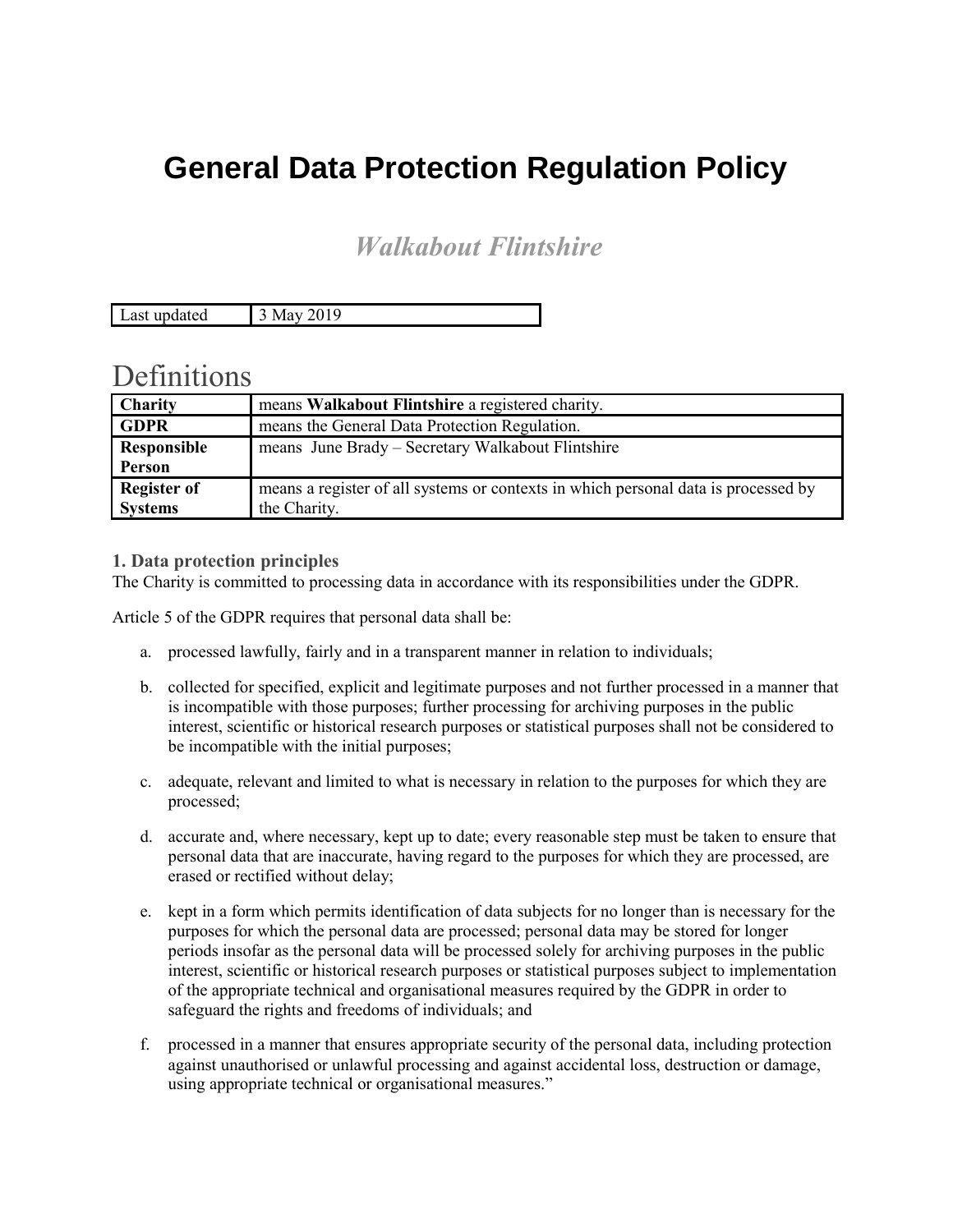# General Data Protection Regulation Policy

## *Walkabout Flintshire*

| Last updated | 3 May 2019 |
|---|---|

# Definitions

| | |
|---|---|
| **Charity** | means **Walkabout Flintshire** a registered charity. |
| **GDPR** | means the General Data Protection Regulation. |
| **Responsible Person** | means June Brady – Secretary Walkabout Flintshire |
| **Register of Systems** | means a register of all systems or contexts in which personal data is processed by the Charity. |

### 1. Data protection principles

The Charity is committed to processing data in accordance with its responsibilities under the GDPR.

Article 5 of the GDPR requires that personal data shall be:

a. processed lawfully, fairly and in a transparent manner in relation to individuals;

b. collected for specified, explicit and legitimate purposes and not further processed in a manner that is incompatible with those purposes; further processing for archiving purposes in the public interest, scientific or historical research purposes or statistical purposes shall not be considered to be incompatible with the initial purposes;

c. adequate, relevant and limited to what is necessary in relation to the purposes for which they are processed;

d. accurate and, where necessary, kept up to date; every reasonable step must be taken to ensure that personal data that are inaccurate, having regard to the purposes for which they are processed, are erased or rectified without delay;

e. kept in a form which permits identification of data subjects for no longer than is necessary for the purposes for which the personal data are processed; personal data may be stored for longer periods insofar as the personal data will be processed solely for archiving purposes in the public interest, scientific or historical research purposes or statistical purposes subject to implementation of the appropriate technical and organisational measures required by the GDPR in order to safeguard the rights and freedoms of individuals; and

f. processed in a manner that ensures appropriate security of the personal data, including protection against unauthorised or unlawful processing and against accidental loss, destruction or damage, using appropriate technical or organisational measures."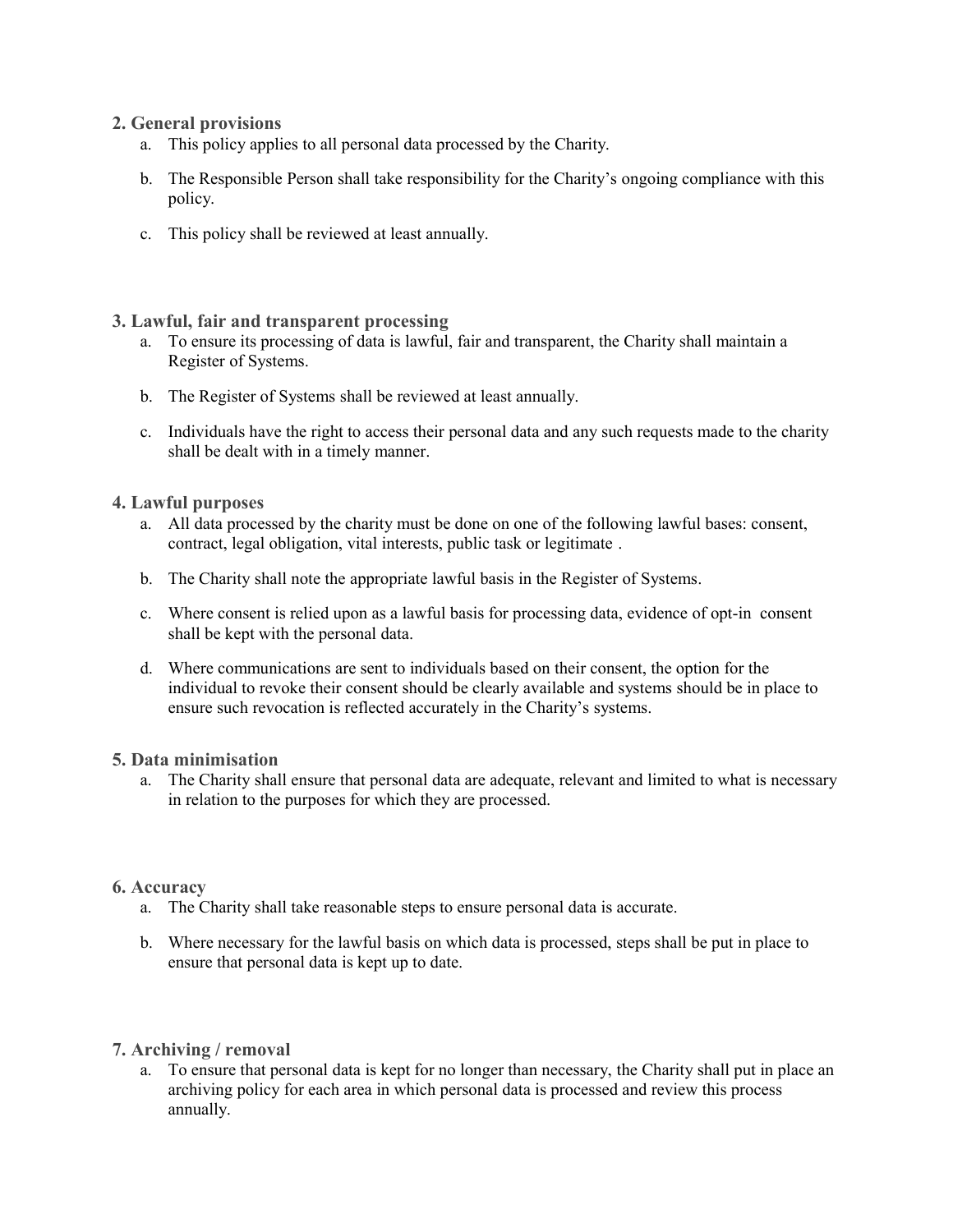## 2. General provisions

a. This policy applies to all personal data processed by the Charity.

b. The Responsible Person shall take responsibility for the Charity's ongoing compliance with this policy.

c. This policy shall be reviewed at least annually.

## 3. Lawful, fair and transparent processing

a. To ensure its processing of data is lawful, fair and transparent, the Charity shall maintain a Register of Systems.

b. The Register of Systems shall be reviewed at least annually.

c. Individuals have the right to access their personal data and any such requests made to the charity shall be dealt with in a timely manner.

## 4. Lawful purposes

a. All data processed by the charity must be done on one of the following lawful bases: consent, contract, legal obligation, vital interests, public task or legitimate .

b. The Charity shall note the appropriate lawful basis in the Register of Systems.

c. Where consent is relied upon as a lawful basis for processing data, evidence of opt-in consent shall be kept with the personal data.

d. Where communications are sent to individuals based on their consent, the option for the individual to revoke their consent should be clearly available and systems should be in place to ensure such revocation is reflected accurately in the Charity's systems.

## 5. Data minimisation

a. The Charity shall ensure that personal data are adequate, relevant and limited to what is necessary in relation to the purposes for which they are processed.

## 6. Accuracy

a. The Charity shall take reasonable steps to ensure personal data is accurate.

b. Where necessary for the lawful basis on which data is processed, steps shall be put in place to ensure that personal data is kept up to date.

## 7. Archiving / removal

a. To ensure that personal data is kept for no longer than necessary, the Charity shall put in place an archiving policy for each area in which personal data is processed and review this process annually.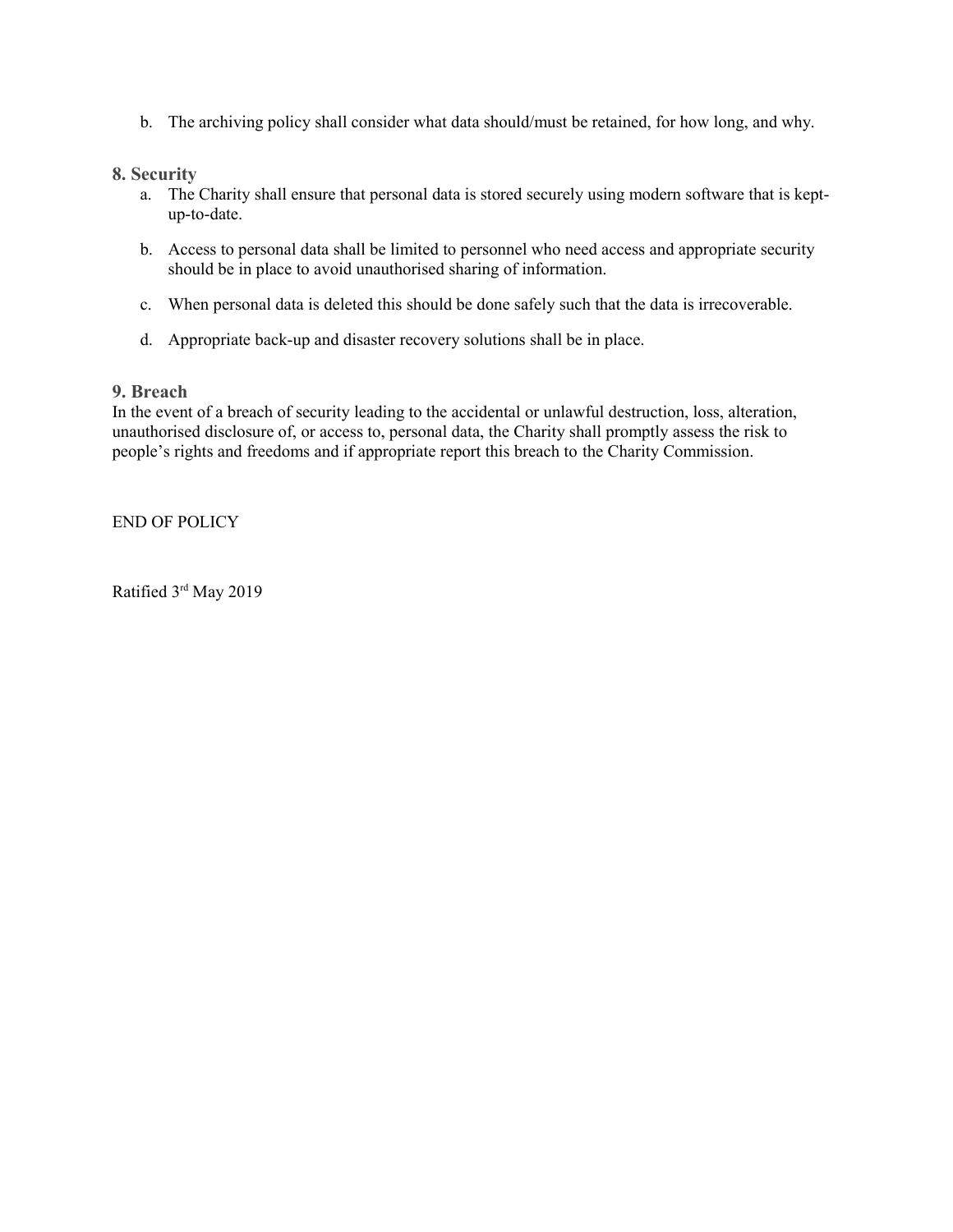b. The archiving policy shall consider what data should/must be retained, for how long, and why.

## 8. Security

a. The Charity shall ensure that personal data is stored securely using modern software that is kept-up-to-date.

b. Access to personal data shall be limited to personnel who need access and appropriate security should be in place to avoid unauthorised sharing of information.

c. When personal data is deleted this should be done safely such that the data is irrecoverable.

d. Appropriate back-up and disaster recovery solutions shall be in place.

## 9. Breach

In the event of a breach of security leading to the accidental or unlawful destruction, loss, alteration, unauthorised disclosure of, or access to, personal data, the Charity shall promptly assess the risk to people's rights and freedoms and if appropriate report this breach to the Charity Commission.

END OF POLICY

Ratified 3rd May 2019